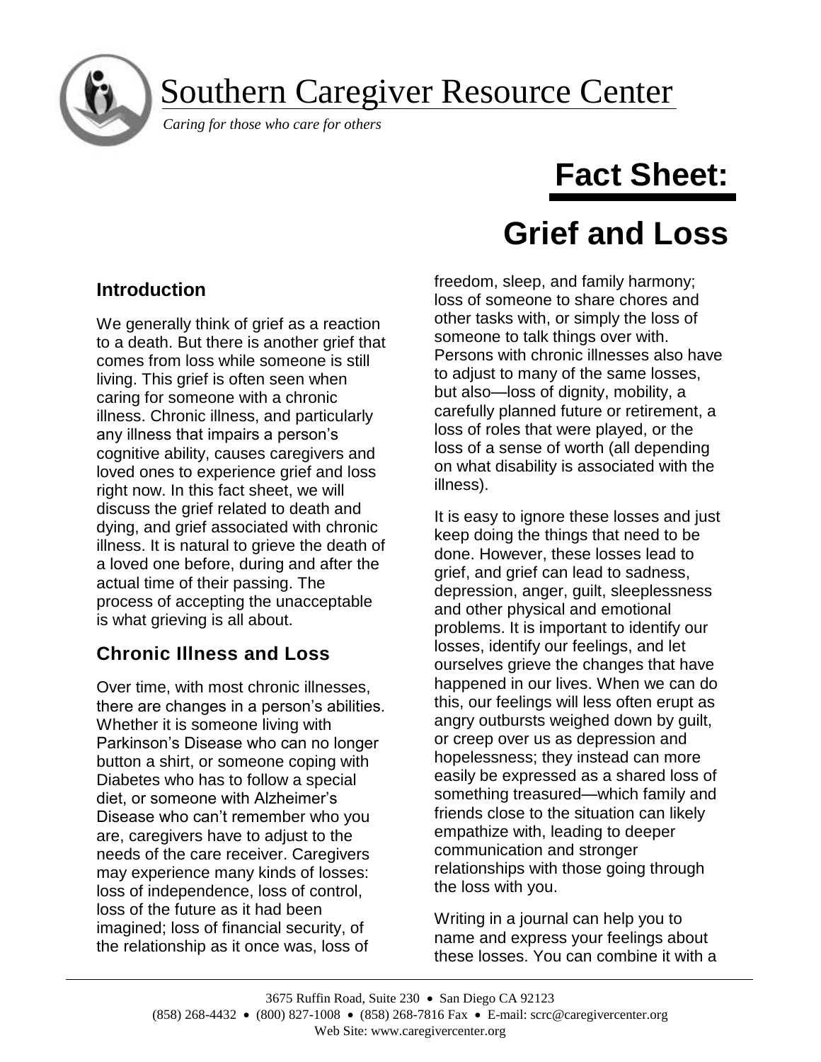# Southern Caregiver Resource Center

*Caring for those who care for others*

# Fact Sheet:

# Grief and Loss

## Introduction

We generally think of grief as a reaction to a death. But there is another grief that comes from loss while someone is still living. This grief is often seen when caring for someone with a chronic illness. Chronic illness, and particularly any illness that impairs a person's cognitive ability, causes caregivers and loved ones to experience grief and loss right now. In this fact sheet, we will discuss the grief related to death and dying, and grief associated with chronic illness. It is natural to grieve the death of a loved one before, during and after the actual time of their passing. The process of accepting the unacceptable is what grieving is all about.

## Chronic Illness and Loss

Over time, with most chronic illnesses, there are changes in a person's abilities. Whether it is someone living with Parkinson's Disease who can no longer button a shirt, or someone coping with Diabetes who has to follow a special diet, or someone with Alzheimer's Disease who can't remember who you are, caregivers have to adjust to the needs of the care receiver. Caregivers may experience many kinds of losses: loss of independence, loss of control, loss of the future as it had been imagined; loss of financial security, of the relationship as it once was, loss of freedom, sleep, and family harmony; loss of someone to share chores and other tasks with, or simply the loss of someone to talk things over with. Persons with chronic illnesses also have to adjust to many of the same losses, but also—loss of dignity, mobility, a carefully planned future or retirement, a loss of roles that were played, or the loss of a sense of worth (all depending on what disability is associated with the illness).

It is easy to ignore these losses and just keep doing the things that need to be done. However, these losses lead to grief, and grief can lead to sadness, depression, anger, guilt, sleeplessness and other physical and emotional problems. It is important to identify our losses, identify our feelings, and let ourselves grieve the changes that have happened in our lives. When we can do this, our feelings will less often erupt as angry outbursts weighed down by guilt, or creep over us as depression and hopelessness; they instead can more easily be expressed as a shared loss of something treasured—which family and friends close to the situation can likely empathize with, leading to deeper communication and stronger relationships with those going through the loss with you.

Writing in a journal can help you to name and express your feelings about these losses. You can combine it with a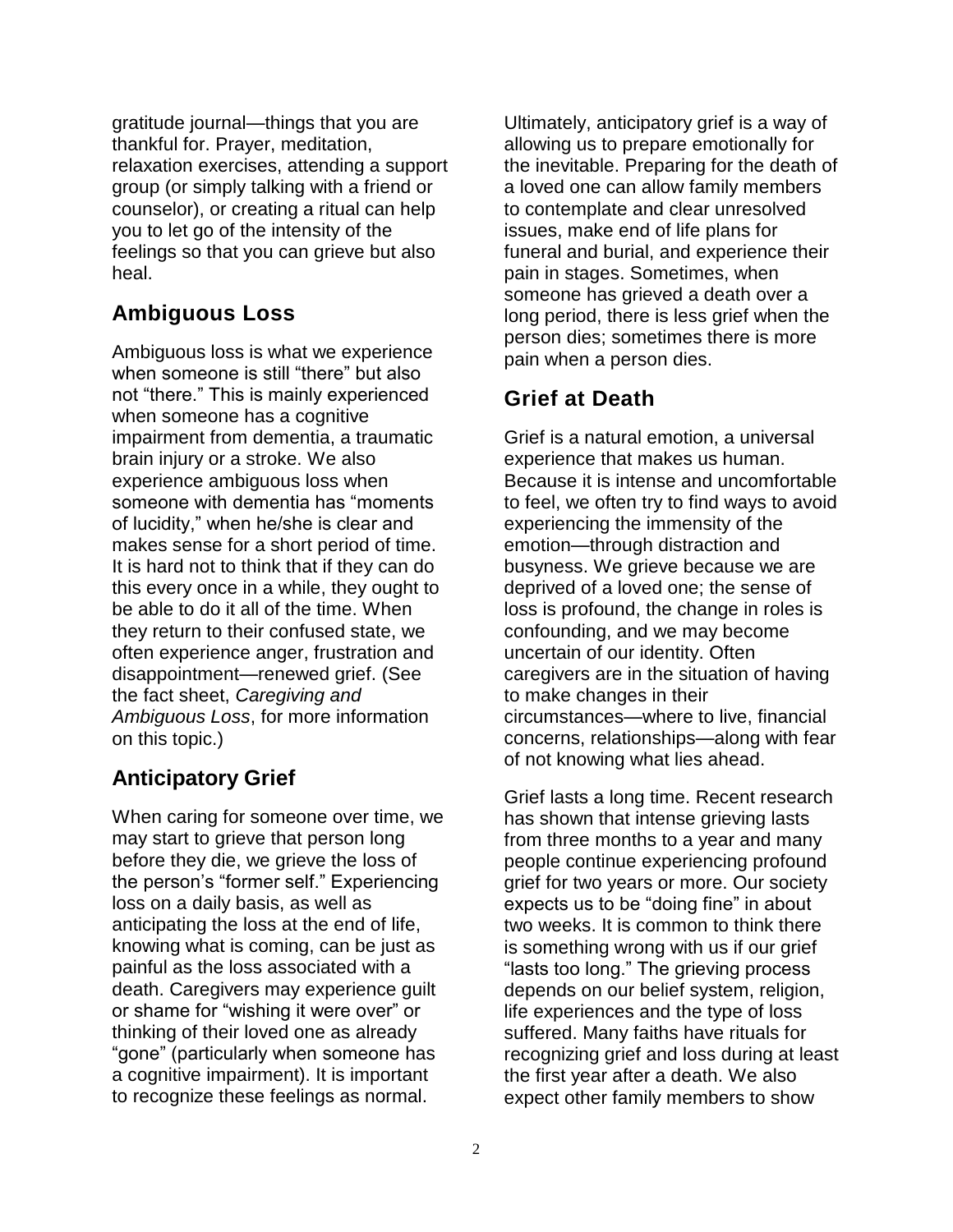gratitude journal—things that you are thankful for. Prayer, meditation, relaxation exercises, attending a support group (or simply talking with a friend or counselor), or creating a ritual can help you to let go of the intensity of the feelings so that you can grieve but also heal.

## Ambiguous Loss

Ambiguous loss is what we experience when someone is still "there" but also not "there." This is mainly experienced when someone has a cognitive impairment from dementia, a traumatic brain injury or a stroke. We also experience ambiguous loss when someone with dementia has "moments of lucidity," when he/she is clear and makes sense for a short period of time. It is hard not to think that if they can do this every once in a while, they ought to be able to do it all of the time. When they return to their confused state, we often experience anger, frustration and disappointment—renewed grief. (See the fact sheet, *Caregiving and Ambiguous Loss*, for more information on this topic.)

## Anticipatory Grief

When caring for someone over time, we may start to grieve that person long before they die, we grieve the loss of the person's "former self." Experiencing loss on a daily basis, as well as anticipating the loss at the end of life, knowing what is coming, can be just as painful as the loss associated with a death. Caregivers may experience guilt or shame for "wishing it were over" or thinking of their loved one as already "gone" (particularly when someone has a cognitive impairment). It is important to recognize these feelings as normal.

Ultimately, anticipatory grief is a way of allowing us to prepare emotionally for the inevitable. Preparing for the death of a loved one can allow family members to contemplate and clear unresolved issues, make end of life plans for funeral and burial, and experience their pain in stages. Sometimes, when someone has grieved a death over a long period, there is less grief when the person dies; sometimes there is more pain when a person dies.

## Grief at Death

Grief is a natural emotion, a universal experience that makes us human. Because it is intense and uncomfortable to feel, we often try to find ways to avoid experiencing the immensity of the emotion—through distraction and busyness. We grieve because we are deprived of a loved one; the sense of loss is profound, the change in roles is confounding, and we may become uncertain of our identity. Often caregivers are in the situation of having to make changes in their circumstances—where to live, financial concerns, relationships—along with fear of not knowing what lies ahead.

Grief lasts a long time. Recent research has shown that intense grieving lasts from three months to a year and many people continue experiencing profound grief for two years or more. Our society expects us to be "doing fine" in about two weeks. It is common to think there is something wrong with us if our grief "lasts too long." The grieving process depends on our belief system, religion, life experiences and the type of loss suffered. Many faiths have rituals for recognizing grief and loss during at least the first year after a death. We also expect other family members to show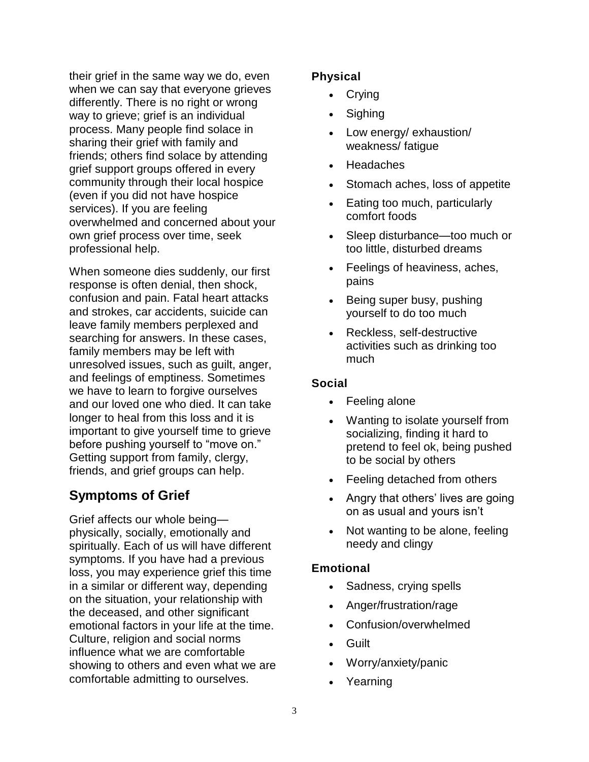their grief in the same way we do, even when we can say that everyone grieves differently. There is no right or wrong way to grieve; grief is an individual process. Many people find solace in sharing their grief with family and friends; others find solace by attending grief support groups offered in every community through their local hospice (even if you did not have hospice services). If you are feeling overwhelmed and concerned about your own grief process over time, seek professional help.

When someone dies suddenly, our first response is often denial, then shock, confusion and pain. Fatal heart attacks and strokes, car accidents, suicide can leave family members perplexed and searching for answers. In these cases, family members may be left with unresolved issues, such as guilt, anger, and feelings of emptiness. Sometimes we have to learn to forgive ourselves and our loved one who died. It can take longer to heal from this loss and it is important to give yourself time to grieve before pushing yourself to "move on." Getting support from family, clergy, friends, and grief groups can help.

## Symptoms of Grief

Grief affects our whole being—physically, socially, emotionally and spiritually. Each of us will have different symptoms. If you have had a previous loss, you may experience grief this time in a similar or different way, depending on the situation, your relationship with the deceased, and other significant emotional factors in your life at the time. Culture, religion and social norms influence what we are comfortable showing to others and even what we are comfortable admitting to ourselves.

### Physical

- Crying
- Sighing
- Low energy/ exhaustion/ weakness/ fatigue
- Headaches
- Stomach aches, loss of appetite
- Eating too much, particularly comfort foods
- Sleep disturbance—too much or too little, disturbed dreams
- Feelings of heaviness, aches, pains
- Being super busy, pushing yourself to do too much
- Reckless, self-destructive activities such as drinking too much

### Social

- Feeling alone
- Wanting to isolate yourself from socializing, finding it hard to pretend to feel ok, being pushed to be social by others
- Feeling detached from others
- Angry that others' lives are going on as usual and yours isn't
- Not wanting to be alone, feeling needy and clingy

### Emotional

- Sadness, crying spells
- Anger/frustration/rage
- Confusion/overwhelmed
- Guilt
- Worry/anxiety/panic
- Yearning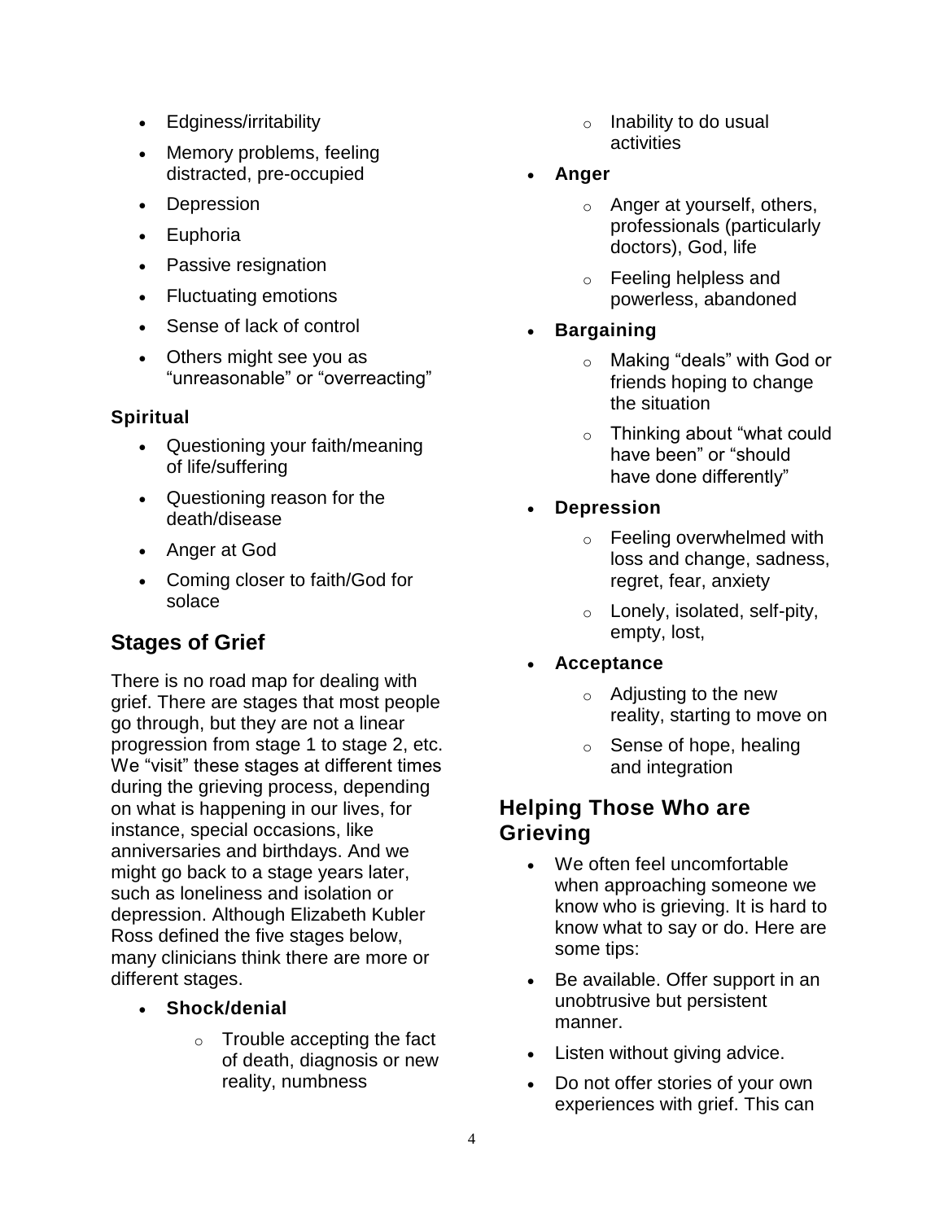- Edginess/irritability
- Memory problems, feeling distracted, pre-occupied
- Depression
- Euphoria
- Passive resignation
- Fluctuating emotions
- Sense of lack of control
- Others might see you as “unreasonable” or “overreacting”

### Spiritual

- Questioning your faith/meaning of life/suffering
- Questioning reason for the death/disease
- Anger at God
- Coming closer to faith/God for solace

## Stages of Grief

There is no road map for dealing with grief. There are stages that most people go through, but they are not a linear progression from stage 1 to stage 2, etc. We “visit” these stages at different times during the grieving process, depending on what is happening in our lives, for instance, special occasions, like anniversaries and birthdays. And we might go back to a stage years later, such as loneliness and isolation or depression. Although Elizabeth Kubler Ross defined the five stages below, many clinicians think there are more or different stages.

- **Shock/denial**
  - Trouble accepting the fact of death, diagnosis or new reality, numbness
  - Inability to do usual activities
- **Anger**
  - Anger at yourself, others, professionals (particularly doctors), God, life
  - Feeling helpless and powerless, abandoned
- **Bargaining**
  - Making “deals” with God or friends hoping to change the situation
  - Thinking about “what could have been” or “should have done differently”
- **Depression**
  - Feeling overwhelmed with loss and change, sadness, regret, fear, anxiety
  - Lonely, isolated, self-pity, empty, lost,
- **Acceptance**
  - Adjusting to the new reality, starting to move on
  - Sense of hope, healing and integration

## Helping Those Who are Grieving

- We often feel uncomfortable when approaching someone we know who is grieving. It is hard to know what to say or do. Here are some tips:
- Be available. Offer support in an unobtrusive but persistent manner.
- Listen without giving advice.
- Do not offer stories of your own experiences with grief. This can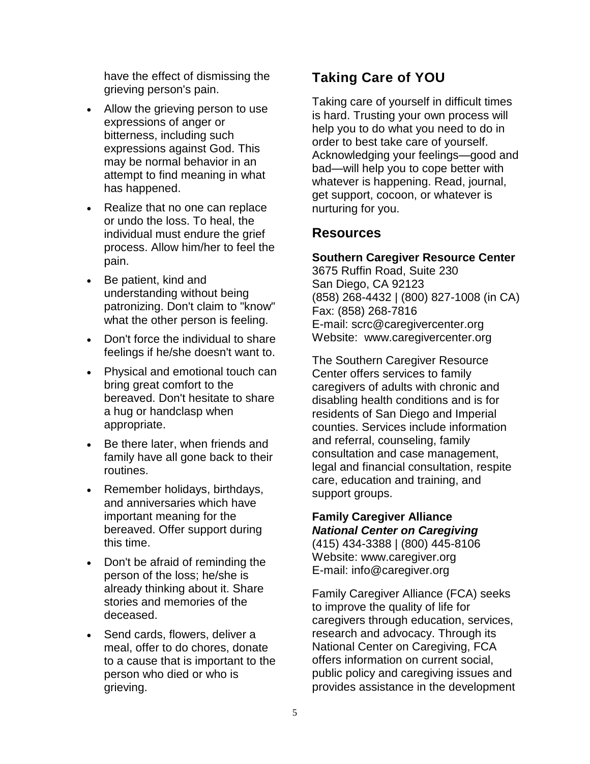have the effect of dismissing the grieving person's pain.

- Allow the grieving person to use expressions of anger or bitterness, including such expressions against God. This may be normal behavior in an attempt to find meaning in what has happened.
- Realize that no one can replace or undo the loss. To heal, the individual must endure the grief process. Allow him/her to feel the pain.
- Be patient, kind and understanding without being patronizing. Don't claim to "know" what the other person is feeling.
- Don't force the individual to share feelings if he/she doesn't want to.
- Physical and emotional touch can bring great comfort to the bereaved. Don't hesitate to share a hug or handclasp when appropriate.
- Be there later, when friends and family have all gone back to their routines.
- Remember holidays, birthdays, and anniversaries which have important meaning for the bereaved. Offer support during this time.
- Don't be afraid of reminding the person of the loss; he/she is already thinking about it. Share stories and memories of the deceased.
- Send cards, flowers, deliver a meal, offer to do chores, donate to a cause that is important to the person who died or who is grieving.

## Taking Care of YOU

Taking care of yourself in difficult times is hard. Trusting your own process will help you to do what you need to do in order to best take care of yourself. Acknowledging your feelings—good and bad—will help you to cope better with whatever is happening. Read, journal, get support, cocoon, or whatever is nurturing for you.

## Resources

**Southern Caregiver Resource Center**
3675 Ruffin Road, Suite 230
San Diego, CA 92123
(858) 268-4432 | (800) 827-1008 (in CA)
Fax: (858) 268-7816
E-mail: scrc@caregivercenter.org
Website: www.caregivercenter.org

The Southern Caregiver Resource Center offers services to family caregivers of adults with chronic and disabling health conditions and is for residents of San Diego and Imperial counties. Services include information and referral, counseling, family consultation and case management, legal and financial consultation, respite care, education and training, and support groups.

**Family Caregiver Alliance**
***National Center on Caregiving***
(415) 434-3388 | (800) 445-8106
Website: www.caregiver.org
E-mail: info@caregiver.org

Family Caregiver Alliance (FCA) seeks to improve the quality of life for caregivers through education, services, research and advocacy. Through its National Center on Caregiving, FCA offers information on current social, public policy and caregiving issues and provides assistance in the development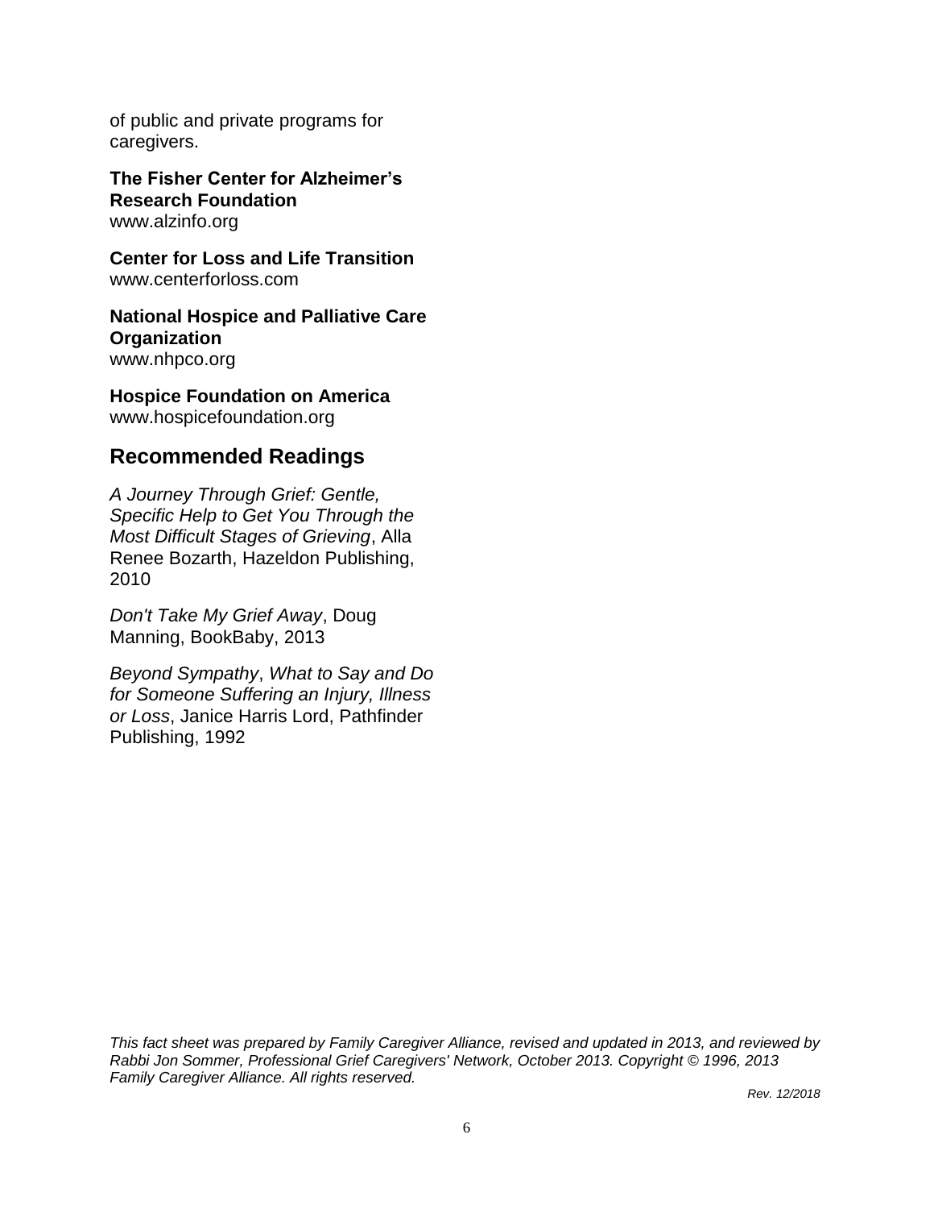of public and private programs for caregivers.

**The Fisher Center for Alzheimer's Research Foundation**
www.alzinfo.org

**Center for Loss and Life Transition**
www.centerforloss.com

**National Hospice and Palliative Care Organization**
www.nhpco.org

**Hospice Foundation on America**
www.hospicefoundation.org

## Recommended Readings

*A Journey Through Grief: Gentle, Specific Help to Get You Through the Most Difficult Stages of Grieving*, Alla Renee Bozarth, Hazeldon Publishing, 2010

*Don't Take My Grief Away*, Doug Manning, BookBaby, 2013

*Beyond Sympathy*, *What to Say and Do for Someone Suffering an Injury, Illness or Loss*, Janice Harris Lord, Pathfinder Publishing, 1992

*This fact sheet was prepared by Family Caregiver Alliance, revised and updated in 2013, and reviewed by Rabbi Jon Sommer, Professional Grief Caregivers' Network, October 2013. Copyright © 1996, 2013 Family Caregiver Alliance. All rights reserved.*

*Rev. 12/2018*